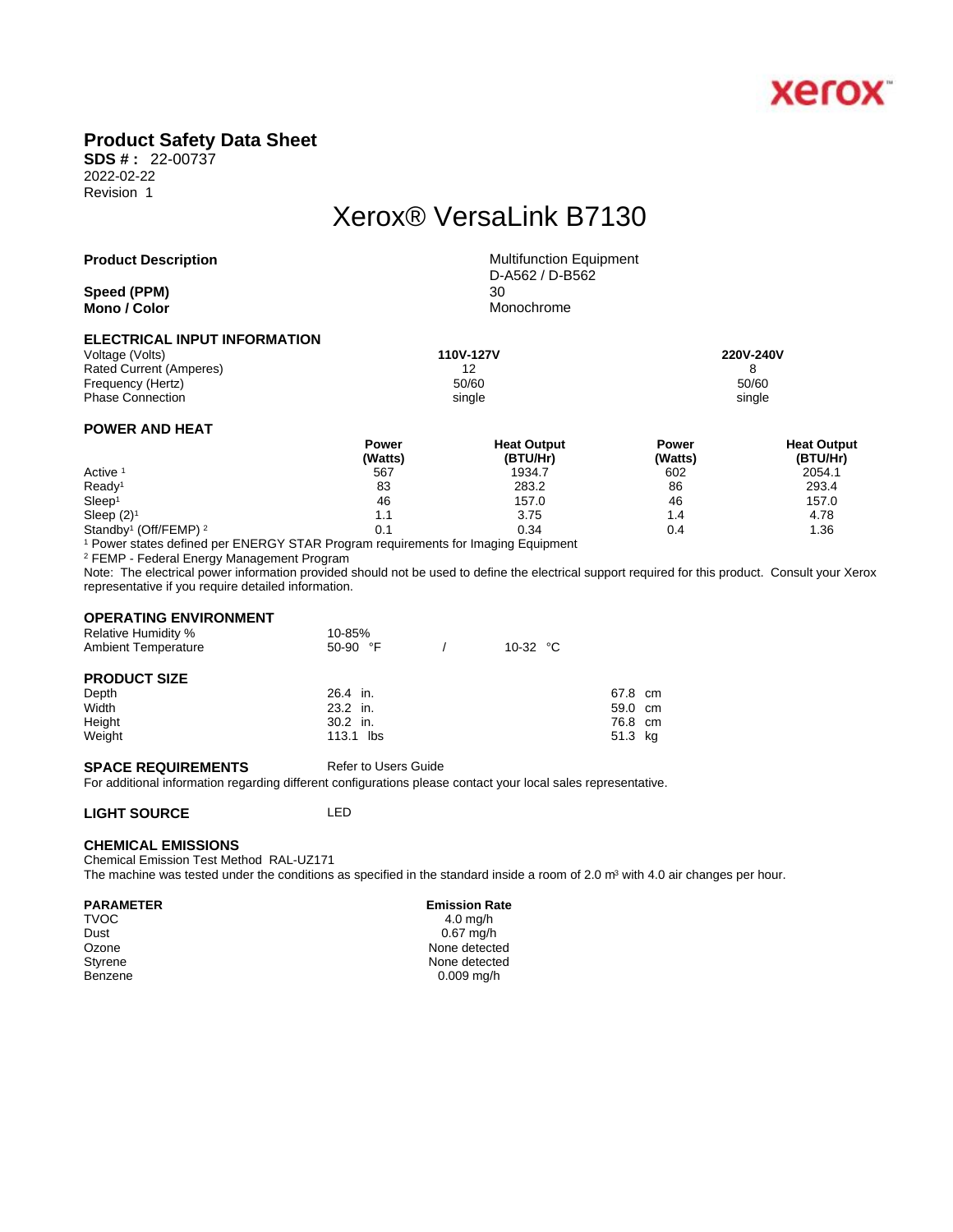xerox

# Product Safety Data Sheet

**SDS # :** 22-00737
2022-02-22
Revision 1

## Xerox® VersaLink B7130

| | |
|---|---|
| **Product Description** | Multifunction Equipment<br>D-A562 / D-B562 |
| **Speed (PPM)** | 30 |
| **Mono / Color** | Monochrome |

### ELECTRICAL INPUT INFORMATION

| | 110V-127V | 220V-240V |
|---|---|---|
| Voltage (Volts) | **110V-127V** | **220V-240V** |
| Rated Current (Amperes) | 12 | 8 |
| Frequency (Hertz) | 50/60 | 50/60 |
| Phase Connection | single | single |

### POWER AND HEAT

| | Power (Watts) | Heat Output (BTU/Hr) | Power (Watts) | Heat Output (BTU/Hr) |
|---|---|---|---|---|
| Active [1] | 567 | 1934.7 | 602 | 2054.1 |
| Ready[1] | 83 | 283.2 | 86 | 293.4 |
| Sleep[1] | 46 | 157.0 | 46 | 157.0 |
| Sleep (2)[1] | 1.1 | 3.75 | 1.4 | 4.78 |
| Standby[1] (Off/FEMP) [2] | 0.1 | 0.34 | 0.4 | 1.36 |

[1] Power states defined per ENERGY STAR Program requirements for Imaging Equipment
[2] FEMP - Federal Energy Management Program
Note: The electrical power information provided should not be used to define the electrical support required for this product. Consult your Xerox representative if you require detailed information.

### OPERATING ENVIRONMENT

| | | |
|---|---|---|
| Relative Humidity % | 10-85% | |
| Ambient Temperature | 50-90 °F | 10-32 °C |

### PRODUCT SIZE

| | | |
|---|---|---|
| Depth | 26.4 in. | 67.8 cm |
| Width | 23.2 in. | 59.0 cm |
| Height | 30.2 in. | 76.8 cm |
| Weight | 113.1 lbs | 51.3 kg |

### SPACE REQUIREMENTS

Refer to Users Guide

For additional information regarding different configurations please contact your local sales representative.

### LIGHT SOURCE

LED

### CHEMICAL EMISSIONS

Chemical Emission Test Method RAL-UZ171
The machine was tested under the conditions as specified in the standard inside a room of 2.0 m³ with 4.0 air changes per hour.

| PARAMETER | Emission Rate |
|---|---|
| TVOC | 4.0 mg/h |
| Dust | 0.67 mg/h |
| Ozone | None detected |
| Styrene | None detected |
| Benzene | 0.009 mg/h |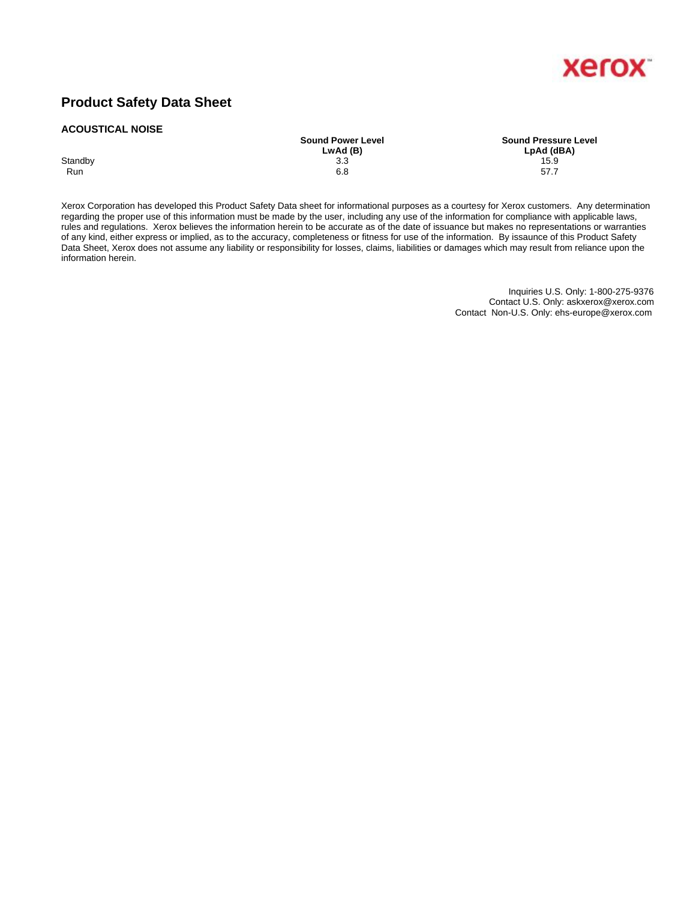## Product Safety Data Sheet

### ACOUSTICAL NOISE

| | Sound Power Level LwAd (B) | Sound Pressure Level LpAd (dBA) |
|---|---|---|
| Standby | 3.3 | 15.9 |
| Run | 6.8 | 57.7 |

Xerox Corporation has developed this Product Safety Data sheet for informational purposes as a courtesy for Xerox customers. Any determination regarding the proper use of this information must be made by the user, including any use of the information for compliance with applicable laws, rules and regulations. Xerox believes the information herein to be accurate as of the date of issuance but makes no representations or warranties of any kind, either express or implied, as to the accuracy, completeness or fitness for use of the information. By issuance of this Product Safety Data Sheet, Xerox does not assume any liability or responsibility for losses, claims, liabilities or damages which may result from reliance upon the information herein.

Inquiries U.S. Only: 1-800-275-9376
Contact U.S. Only: askxerox@xerox.com
Contact Non-U.S. Only: ehs-europe@xerox.com